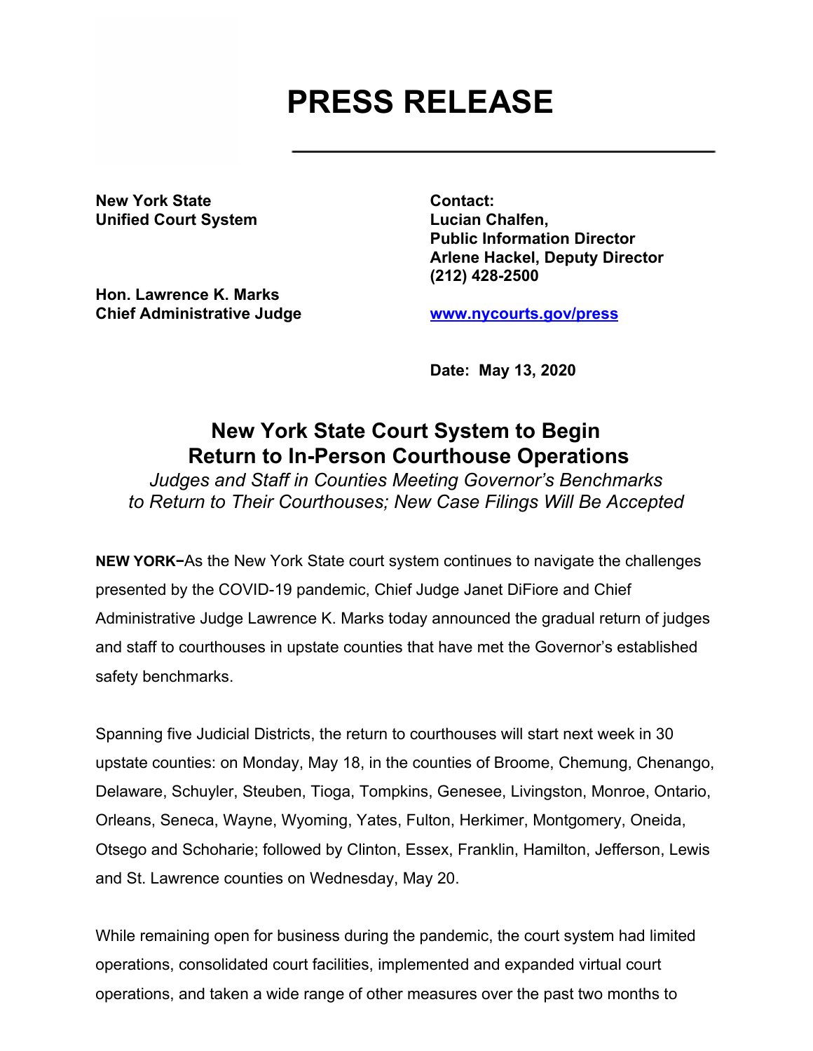# PRESS RELEASE

**New York State**
**Unified Court System**

**Hon. Lawrence K. Marks**
**Chief Administrative Judge**

**Contact:**
**Lucian Chalfen,**
**Public Information Director**
**Arlene Hackel, Deputy Director**
**(212) 428-2500**

**[www.nycourts.gov/press](http://www.nycourts.gov/press)**

**Date: May 13, 2020**

## New York State Court System to Begin Return to In-Person Courthouse Operations

*Judges and Staff in Counties Meeting Governor's Benchmarks to Return to Their Courthouses; New Case Filings Will Be Accepted*

**NEW YORK**−As the New York State court system continues to navigate the challenges presented by the COVID-19 pandemic, Chief Judge Janet DiFiore and Chief Administrative Judge Lawrence K. Marks today announced the gradual return of judges and staff to courthouses in upstate counties that have met the Governor's established safety benchmarks.

Spanning five Judicial Districts, the return to courthouses will start next week in 30 upstate counties: on Monday, May 18, in the counties of Broome, Chemung, Chenango, Delaware, Schuyler, Steuben, Tioga, Tompkins, Genesee, Livingston, Monroe, Ontario, Orleans, Seneca, Wayne, Wyoming, Yates, Fulton, Herkimer, Montgomery, Oneida, Otsego and Schoharie; followed by Clinton, Essex, Franklin, Hamilton, Jefferson, Lewis and St. Lawrence counties on Wednesday, May 20.

While remaining open for business during the pandemic, the court system had limited operations, consolidated court facilities, implemented and expanded virtual court operations, and taken a wide range of other measures over the past two months to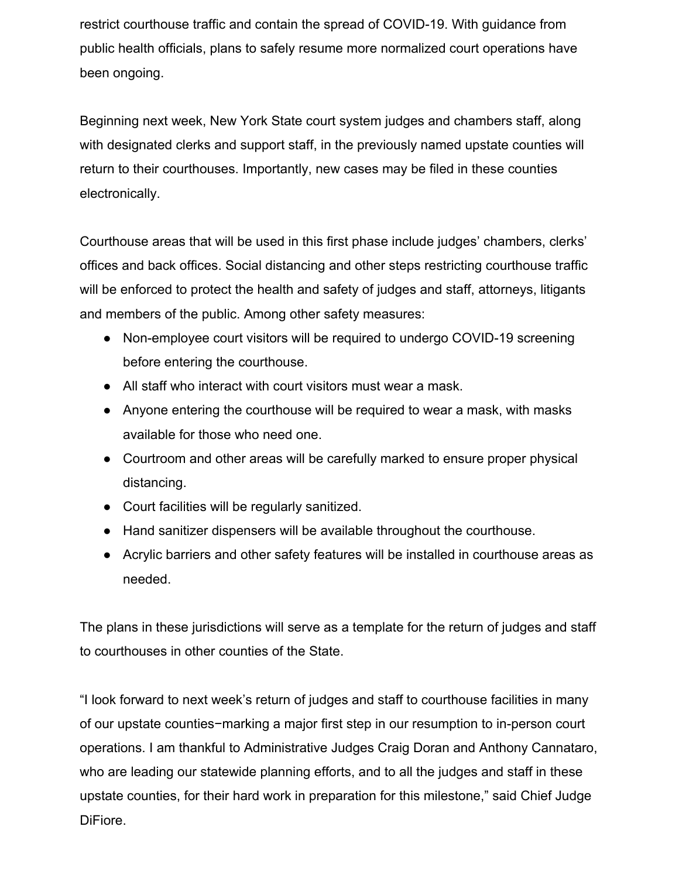restrict courthouse traffic and contain the spread of COVID-19. With guidance from public health officials, plans to safely resume more normalized court operations have been ongoing.

Beginning next week, New York State court system judges and chambers staff, along with designated clerks and support staff, in the previously named upstate counties will return to their courthouses. Importantly, new cases may be filed in these counties electronically.

Courthouse areas that will be used in this first phase include judges' chambers, clerks' offices and back offices. Social distancing and other steps restricting courthouse traffic will be enforced to protect the health and safety of judges and staff, attorneys, litigants and members of the public. Among other safety measures:

- Non-employee court visitors will be required to undergo COVID-19 screening before entering the courthouse.
- All staff who interact with court visitors must wear a mask.
- Anyone entering the courthouse will be required to wear a mask, with masks available for those who need one.
- Courtroom and other areas will be carefully marked to ensure proper physical distancing.
- Court facilities will be regularly sanitized.
- Hand sanitizer dispensers will be available throughout the courthouse.
- Acrylic barriers and other safety features will be installed in courthouse areas as needed.

The plans in these jurisdictions will serve as a template for the return of judges and staff to courthouses in other counties of the State.

"I look forward to next week's return of judges and staff to courthouse facilities in many of our upstate counties−marking a major first step in our resumption to in-person court operations. I am thankful to Administrative Judges Craig Doran and Anthony Cannataro, who are leading our statewide planning efforts, and to all the judges and staff in these upstate counties, for their hard work in preparation for this milestone," said Chief Judge DiFiore.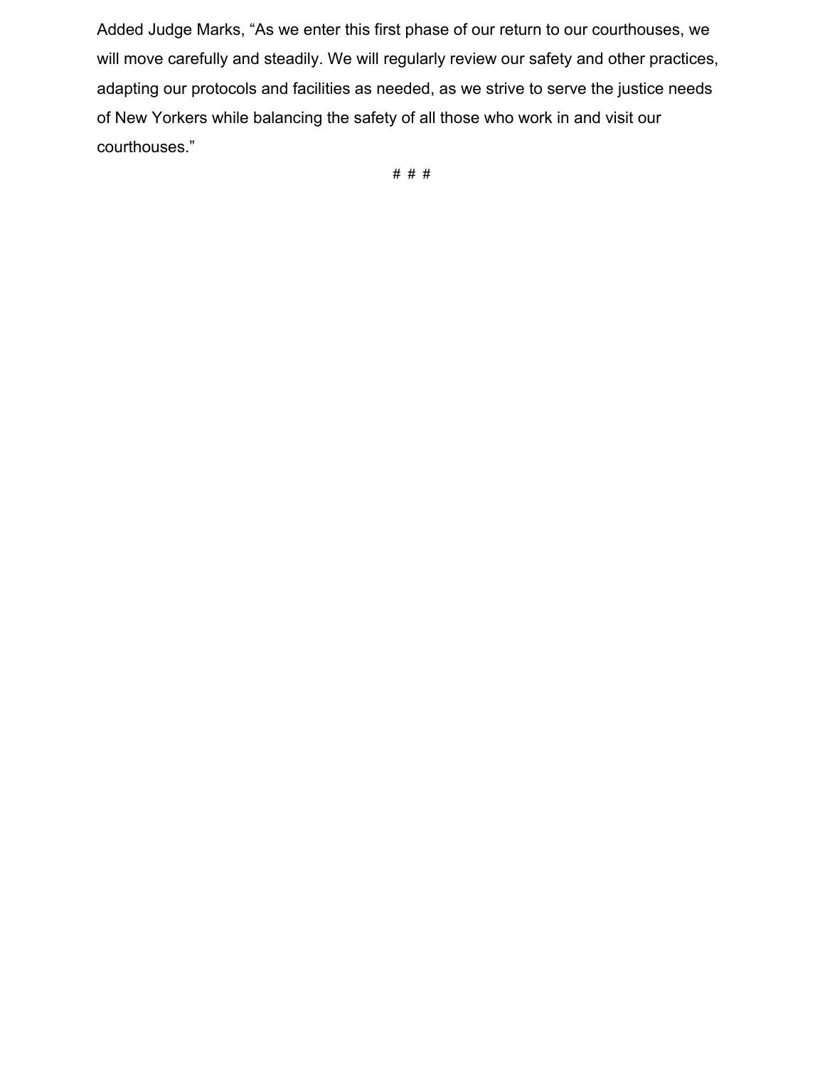Added Judge Marks, “As we enter this first phase of our return to our courthouses, we will move carefully and steadily. We will regularly review our safety and other practices, adapting our protocols and facilities as needed, as we strive to serve the justice needs of New Yorkers while balancing the safety of all those who work in and visit our courthouses.”

# # #